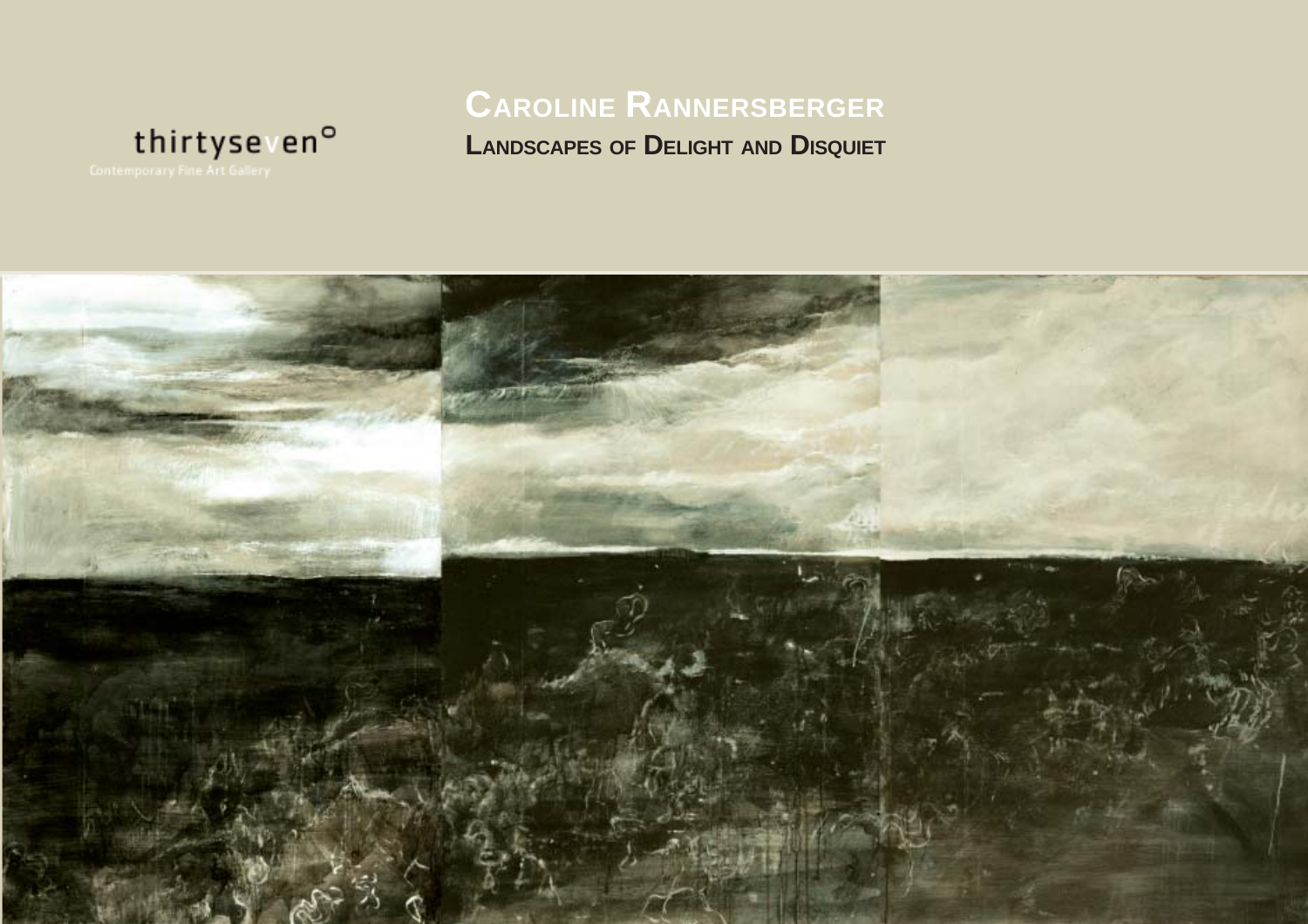thirtyseven°

Contemporary Fine Art Gallery

# Caroline Rannersberger

## Landscapes of Delight and Disquiet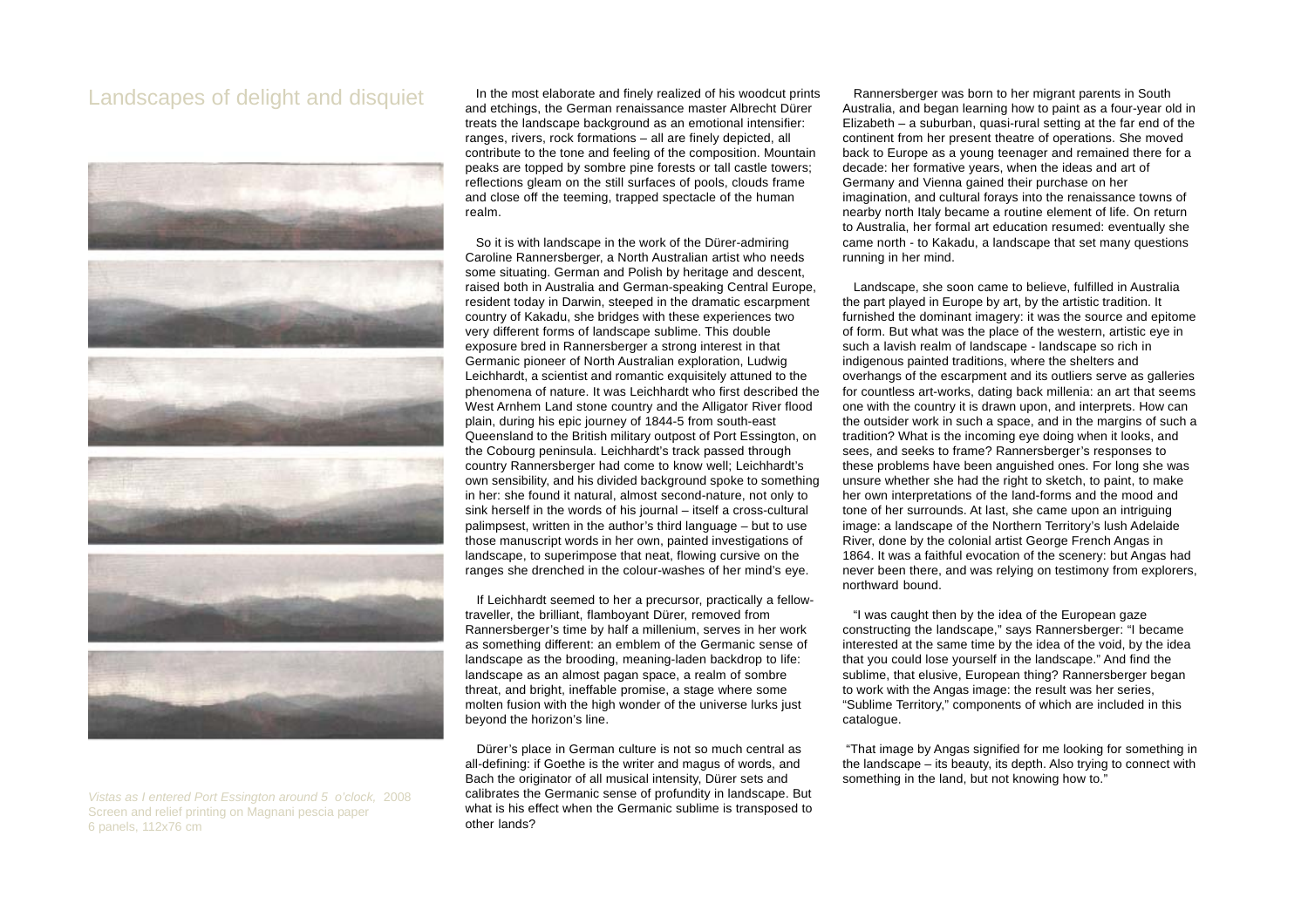# Landscapes of delight and disquiet

*Vistas as I entered Port Essington around 5 o'clock,* 2008
Screen and relief printing on Magnani pescia paper
6 panels, 112x76 cm

In the most elaborate and finely realized of his woodcut prints and etchings, the German renaissance master Albrecht Dürer treats the landscape background as an emotional intensifier: ranges, rivers, rock formations – all are finely depicted, all contribute to the tone and feeling of the composition. Mountain peaks are topped by sombre pine forests or tall castle towers; reflections gleam on the still surfaces of pools, clouds frame and close off the teeming, trapped spectacle of the human realm.

So it is with landscape in the work of the Dürer-admiring Caroline Rannersberger, a North Australian artist who needs some situating. German and Polish by heritage and descent, raised both in Australia and German-speaking Central Europe, resident today in Darwin, steeped in the dramatic escarpment country of Kakadu, she bridges with these experiences two very different forms of landscape sublime. This double exposure bred in Rannersberger a strong interest in that Germanic pioneer of North Australian exploration, Ludwig Leichhardt, a scientist and romantic exquisitely attuned to the phenomena of nature. It was Leichhardt who first described the West Arnhem Land stone country and the Alligator River flood plain, during his epic journey of 1844-5 from south-east Queensland to the British military outpost of Port Essington, on the Cobourg peninsula. Leichhardt's track passed through country Rannersberger had come to know well; Leichhardt's own sensibility, and his divided background spoke to something in her: she found it natural, almost second-nature, not only to sink herself in the words of his journal – itself a cross-cultural palimpsest, written in the author's third language – but to use those manuscript words in her own, painted investigations of landscape, to superimpose that neat, flowing cursive on the ranges she drenched in the colour-washes of her mind's eye.

If Leichhardt seemed to her a precursor, practically a fellow-traveller, the brilliant, flamboyant Dürer, removed from Rannersberger's time by half a millenium, serves in her work as something different: an emblem of the Germanic sense of landscape as the brooding, meaning-laden backdrop to life: landscape as an almost pagan space, a realm of sombre threat, and bright, ineffable promise, a stage where some molten fusion with the high wonder of the universe lurks just beyond the horizon's line.

Dürer's place in German culture is not so much central as all-defining: if Goethe is the writer and magus of words, and Bach the originator of all musical intensity, Dürer sets and calibrates the Germanic sense of profundity in landscape. But what is his effect when the Germanic sublime is transposed to other lands?

Rannersberger was born to her migrant parents in South Australia, and began learning how to paint as a four-year old in Elizabeth – a suburban, quasi-rural setting at the far end of the continent from her present theatre of operations. She moved back to Europe as a young teenager and remained there for a decade: her formative years, when the ideas and art of Germany and Vienna gained their purchase on her imagination, and cultural forays into the renaissance towns of nearby north Italy became a routine element of life. On return to Australia, her formal art education resumed: eventually she came north - to Kakadu, a landscape that set many questions running in her mind.

Landscape, she soon came to believe, fulfilled in Australia the part played in Europe by art, by the artistic tradition. It furnished the dominant imagery: it was the source and epitome of form. But what was the place of the western, artistic eye in such a lavish realm of landscape - landscape so rich in indigenous painted traditions, where the shelters and overhangs of the escarpment and its outliers serve as galleries for countless art-works, dating back millenia: an art that seems one with the country it is drawn upon, and interprets. How can the outsider work in such a space, and in the margins of such a tradition? What is the incoming eye doing when it looks, and sees, and seeks to frame? Rannersberger's responses to these problems have been anguished ones. For long she was unsure whether she had the right to sketch, to paint, to make her own interpretations of the land-forms and the mood and tone of her surrounds. At last, she came upon an intriguing image: a landscape of the Northern Territory's lush Adelaide River, done by the colonial artist George French Angas in 1864. It was a faithful evocation of the scenery: but Angas had never been there, and was relying on testimony from explorers, northward bound.

"I was caught then by the idea of the European gaze constructing the landscape," says Rannersberger: "I became interested at the same time by the idea of the void, by the idea that you could lose yourself in the landscape." And find the sublime, that elusive, European thing? Rannersberger began to work with the Angas image: the result was her series, "Sublime Territory," components of which are included in this catalogue.

"That image by Angas signified for me looking for something in the landscape – its beauty, its depth. Also trying to connect with something in the land, but not knowing how to."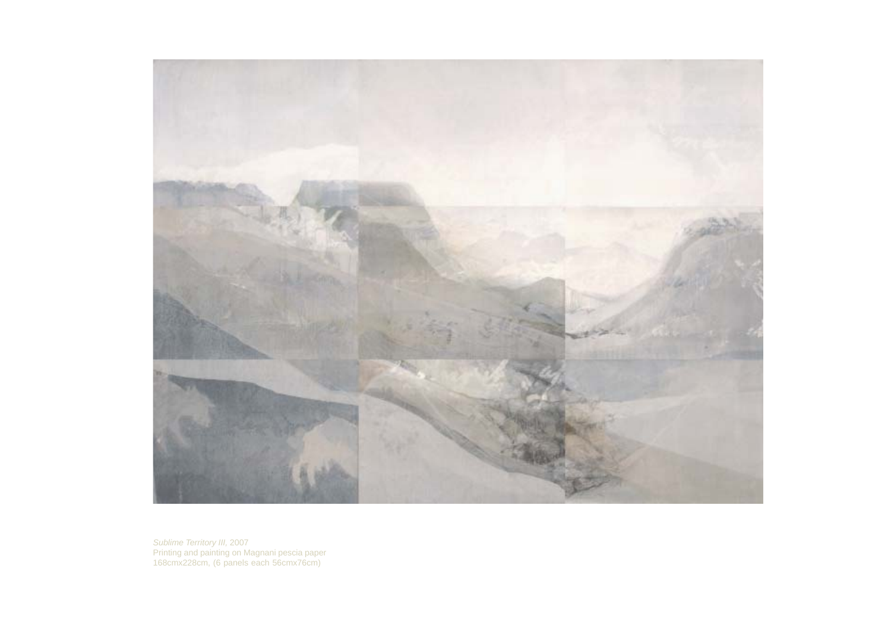*Sublime Territory III*, 2007
Printing and painting on Magnani pescia paper
168cmx228cm, (6 panels each 56cmx76cm)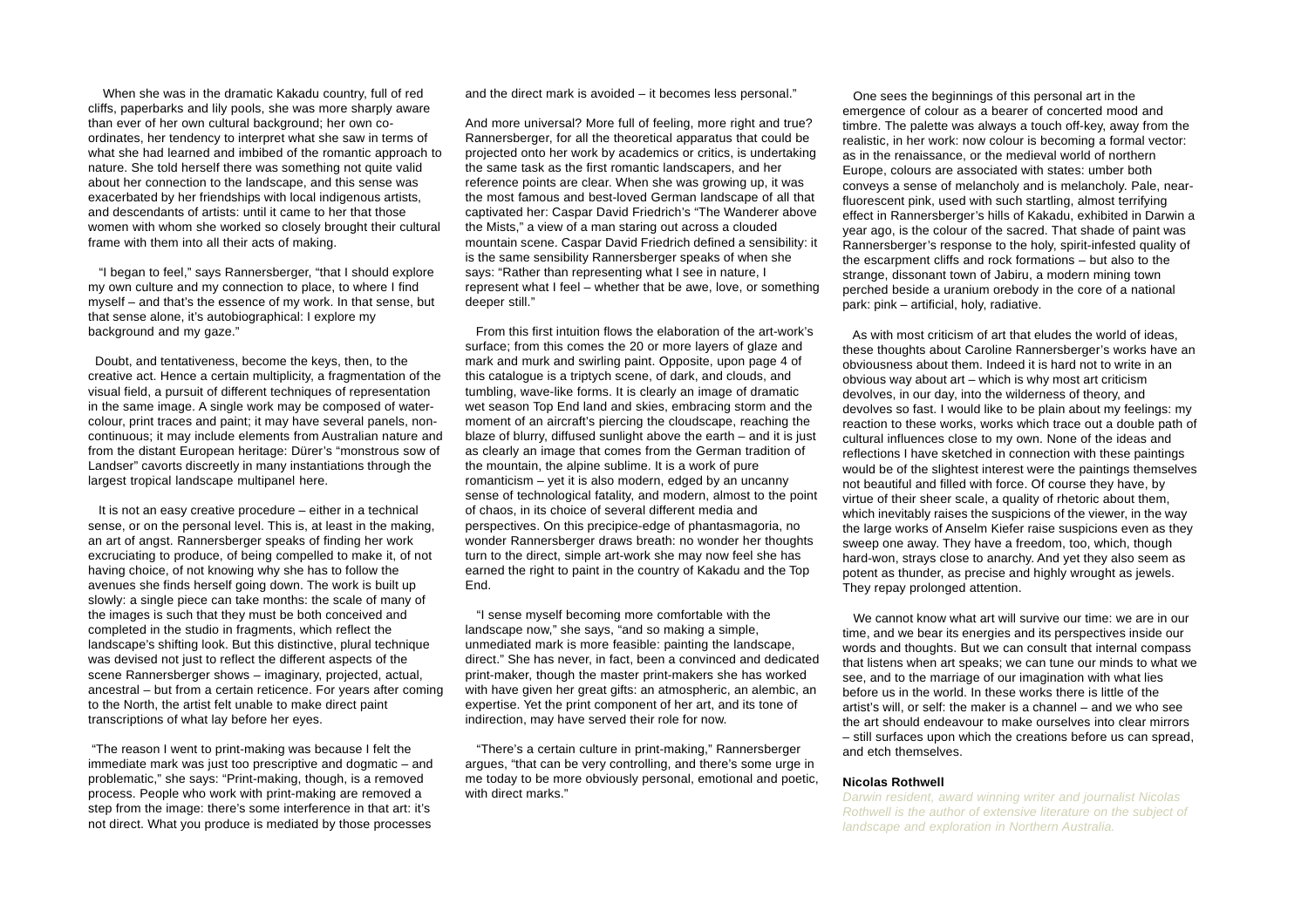When she was in the dramatic Kakadu country, full of red cliffs, paperbarks and lily pools, she was more sharply aware than ever of her own cultural background; her own co-ordinates, her tendency to interpret what she saw in terms of what she had learned and imbibed of the romantic approach to nature. She told herself there was something not quite valid about her connection to the landscape, and this sense was exacerbated by her friendships with local indigenous artists, and descendants of artists: until it came to her that those women with whom she worked so closely brought their cultural frame with them into all their acts of making.

"I began to feel," says Rannersberger, "that I should explore my own culture and my connection to place, to where I find myself – and that's the essence of my work. In that sense, but that sense alone, it's autobiographical: I explore my background and my gaze."

Doubt, and tentativeness, become the keys, then, to the creative act. Hence a certain multiplicity, a fragmentation of the visual field, a pursuit of different techniques of representation in the same image. A single work may be composed of water-colour, print traces and paint; it may have several panels, non-continuous; it may include elements from Australian nature and from the distant European heritage: Dürer's "monstrous sow of Landser" cavorts discreetly in many instantiations through the largest tropical landscape multipanel here.

It is not an easy creative procedure – either in a technical sense, or on the personal level. This is, at least in the making, an art of angst. Rannersberger speaks of finding her work excruciating to produce, of being compelled to make it, of not having choice, of not knowing why she has to follow the avenues she finds herself going down. The work is built up slowly: a single piece can take months: the scale of many of the images is such that they must be both conceived and completed in the studio in fragments, which reflect the landscape's shifting look. But this distinctive, plural technique was devised not just to reflect the different aspects of the scene Rannersberger shows – imaginary, projected, actual, ancestral – but from a certain reticence. For years after coming to the North, the artist felt unable to make direct paint transcriptions of what lay before her eyes.

"The reason I went to print-making was because I felt the immediate mark was just too prescriptive and dogmatic – and problematic," she says: "Print-making, though, is a removed process. People who work with print-making are removed a step from the image: there's some interference in that art: it's not direct. What you produce is mediated by those processes and the direct mark is avoided – it becomes less personal."

And more universal? More full of feeling, more right and true? Rannersberger, for all the theoretical apparatus that could be projected onto her work by academics or critics, is undertaking the same task as the first romantic landscapers, and her reference points are clear. When she was growing up, it was the most famous and best-loved German landscape of all that captivated her: Caspar David Friedrich's "The Wanderer above the Mists," a view of a man staring out across a clouded mountain scene. Caspar David Friedrich defined a sensibility: it is the same sensibility Rannersberger speaks of when she says: "Rather than representing what I see in nature, I represent what I feel – whether that be awe, love, or something deeper still."

From this first intuition flows the elaboration of the art-work's surface; from this comes the 20 or more layers of glaze and mark and murk and swirling paint. Opposite, upon page 4 of this catalogue is a triptych scene, of dark, and clouds, and tumbling, wave-like forms. It is clearly an image of dramatic wet season Top End land and skies, embracing storm and the moment of an aircraft's piercing the cloudscape, reaching the blaze of blurry, diffused sunlight above the earth – and it is just as clearly an image that comes from the German tradition of the mountain, the alpine sublime. It is a work of pure romanticism – yet it is also modern, edged by an uncanny sense of technological fatality, and modern, almost to the point of chaos, in its choice of several different media and perspectives. On this precipice-edge of phantasmagoria, no wonder Rannersberger draws breath: no wonder her thoughts turn to the direct, simple art-work she may now feel she has earned the right to paint in the country of Kakadu and the Top End.

"I sense myself becoming more comfortable with the landscape now," she says, "and so making a simple, unmediated mark is more feasible: painting the landscape, direct." She has never, in fact, been a convinced and dedicated print-maker, though the master print-makers she has worked with have given her great gifts: an atmospheric, an alembic, an expertise. Yet the print component of her art, and its tone of indirection, may have served their role for now.

"There's a certain culture in print-making," Rannersberger argues, "that can be very controlling, and there's some urge in me today to be more obviously personal, emotional and poetic, with direct marks."

One sees the beginnings of this personal art in the emergence of colour as a bearer of concerted mood and timbre. The palette was always a touch off-key, away from the realistic, in her work: now colour is becoming a formal vector: as in the renaissance, or the medieval world of northern Europe, colours are associated with states: umber both conveys a sense of melancholy and is melancholy. Pale, near-fluorescent pink, used with such startling, almost terrifying effect in Rannersberger's hills of Kakadu, exhibited in Darwin a year ago, is the colour of the sacred. That shade of paint was Rannersberger's response to the holy, spirit-infested quality of the escarpment cliffs and rock formations – but also to the strange, dissonant town of Jabiru, a modern mining town perched beside a uranium orebody in the core of a national park: pink – artificial, holy, radiative.

As with most criticism of art that eludes the world of ideas, these thoughts about Caroline Rannersberger's works have an obviousness about them. Indeed it is hard not to write in an obvious way about art – which is why most art criticism devolves, in our day, into the wilderness of theory, and devolves so fast. I would like to be plain about my feelings: my reaction to these works, works which trace out a double path of cultural influences close to my own. None of the ideas and reflections I have sketched in connection with these paintings would be of the slightest interest were the paintings themselves not beautiful and filled with force. Of course they have, by virtue of their sheer scale, a quality of rhetoric about them, which inevitably raises the suspicions of the viewer, in the way the large works of Anselm Kiefer raise suspicions even as they sweep one away. They have a freedom, too, which, though hard-won, strays close to anarchy. And yet they also seem as potent as thunder, as precise and highly wrought as jewels. They repay prolonged attention.

We cannot know what art will survive our time: we are in our time, and we bear its energies and its perspectives inside our words and thoughts. But we can consult that internal compass that listens when art speaks; we can tune our minds to what we see, and to the marriage of our imagination with what lies before us in the world. In these works there is little of the artist's will, or self: the maker is a channel – and we who see the art should endeavour to make ourselves into clear mirrors – still surfaces upon which the creations before us can spread, and etch themselves.

**Nicolas Rothwell**

*Darwin resident, award winning writer and journalist Nicolas Rothwell is the author of extensive literature on the subject of landscape and exploration in Northern Australia.*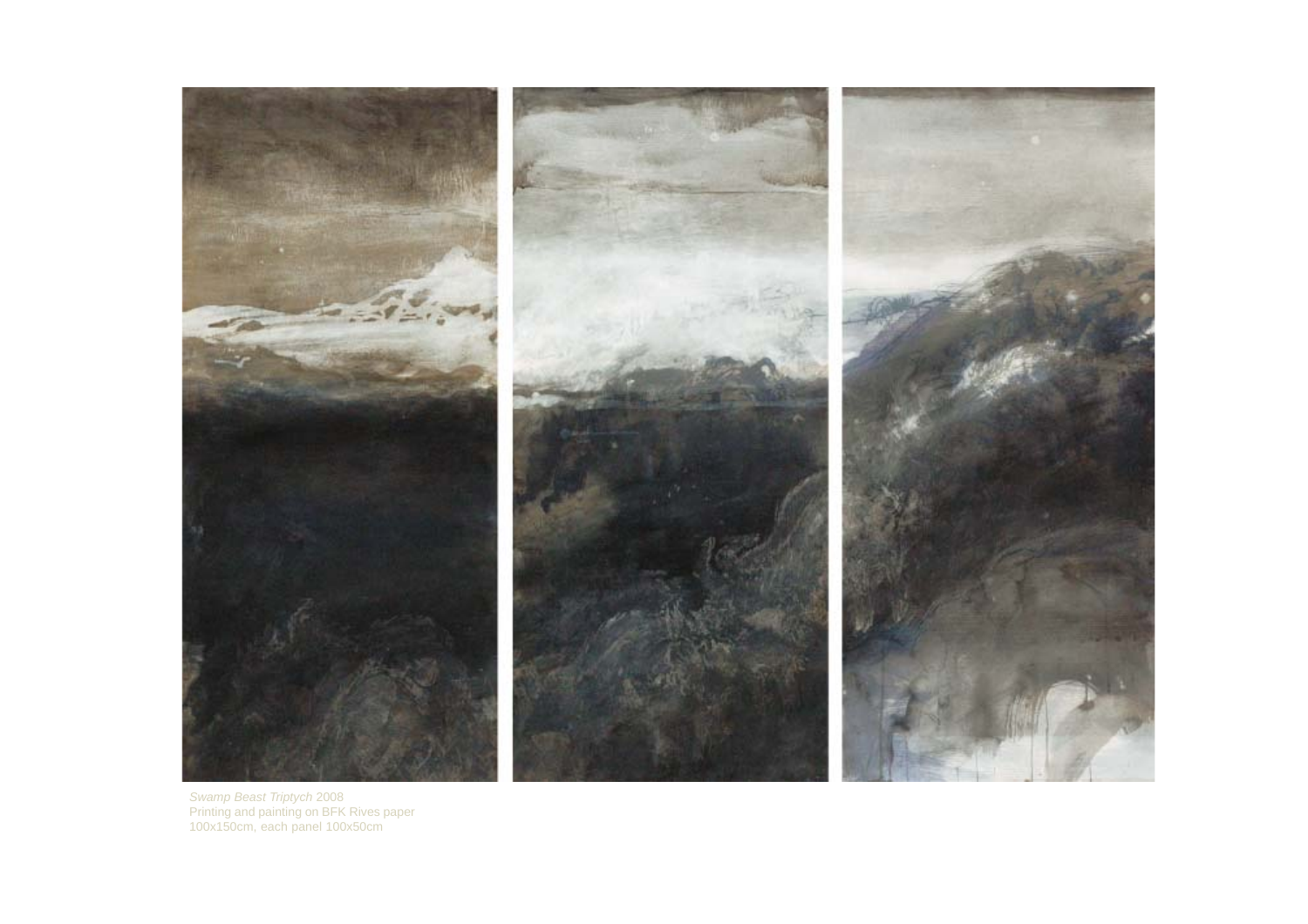*Swamp Beast Triptych* 2008
Printing and painting on BFK Rives paper
100x150cm, each panel 100x50cm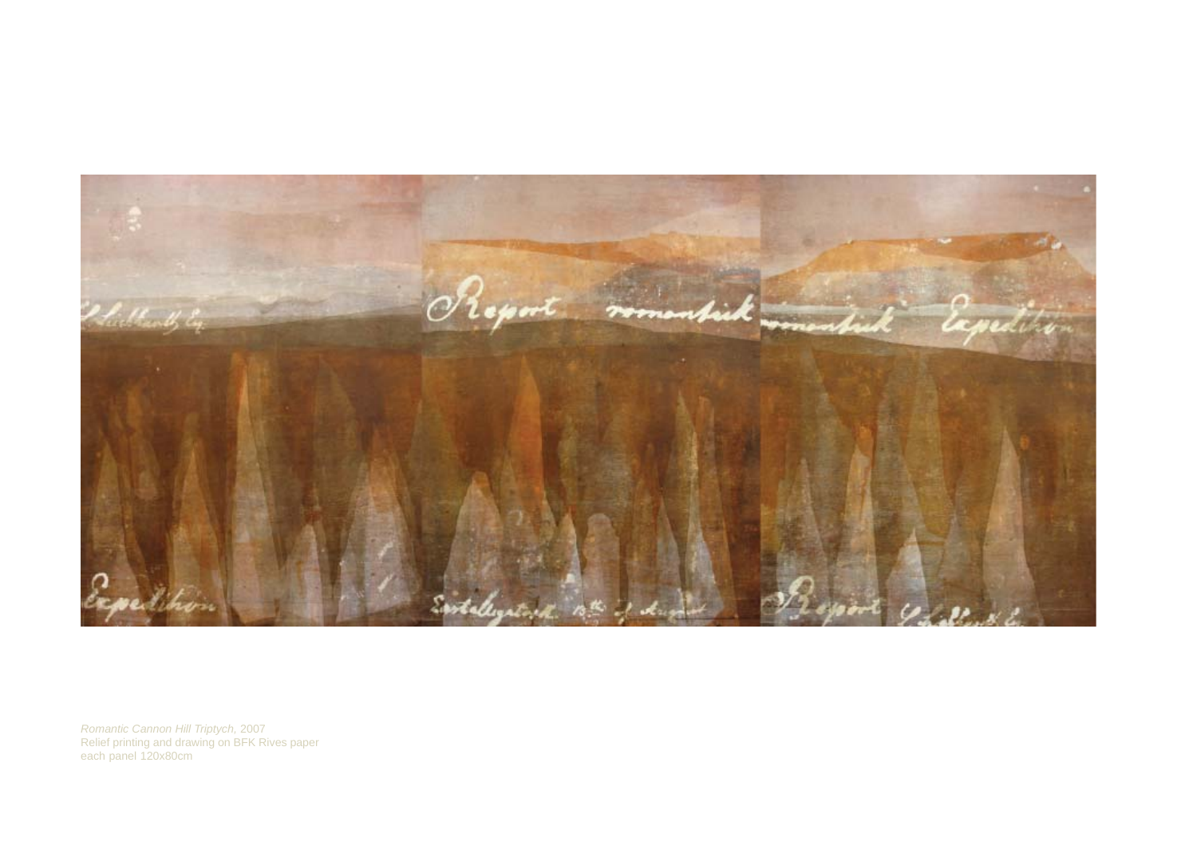*Romantic Cannon Hill Triptych*, 2007
Relief printing and drawing on BFK Rives paper
each panel 120x80cm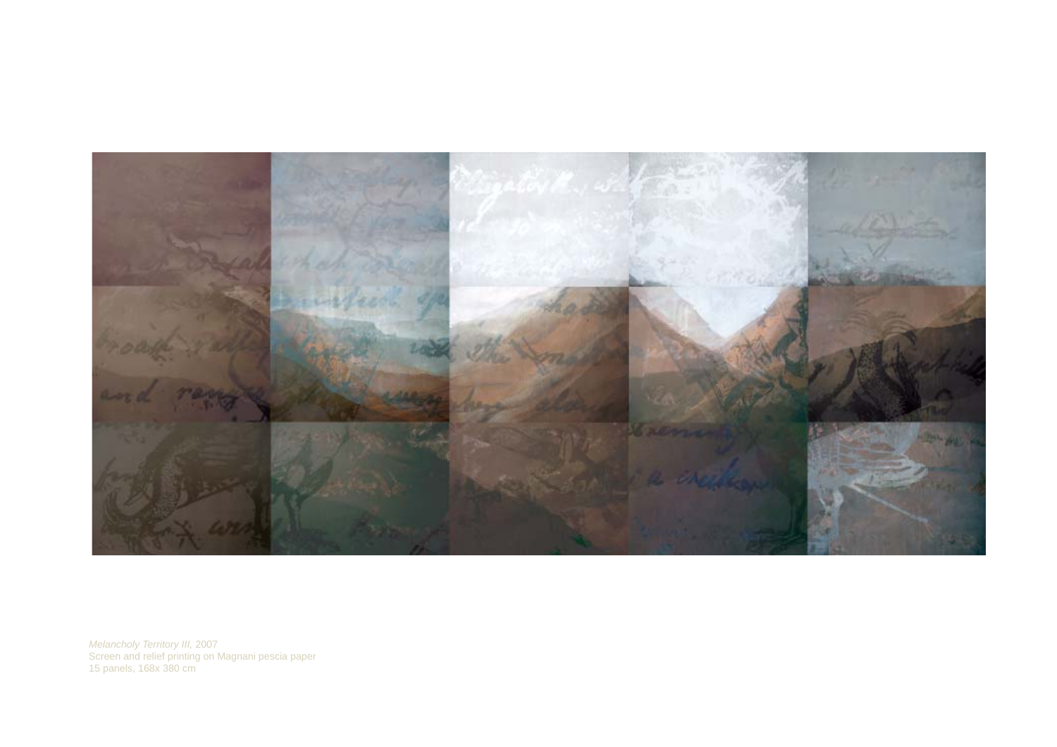*Melancholy Territory III*, 2007
Screen and relief printing on Magnani pescia paper
15 panels, 168x 380 cm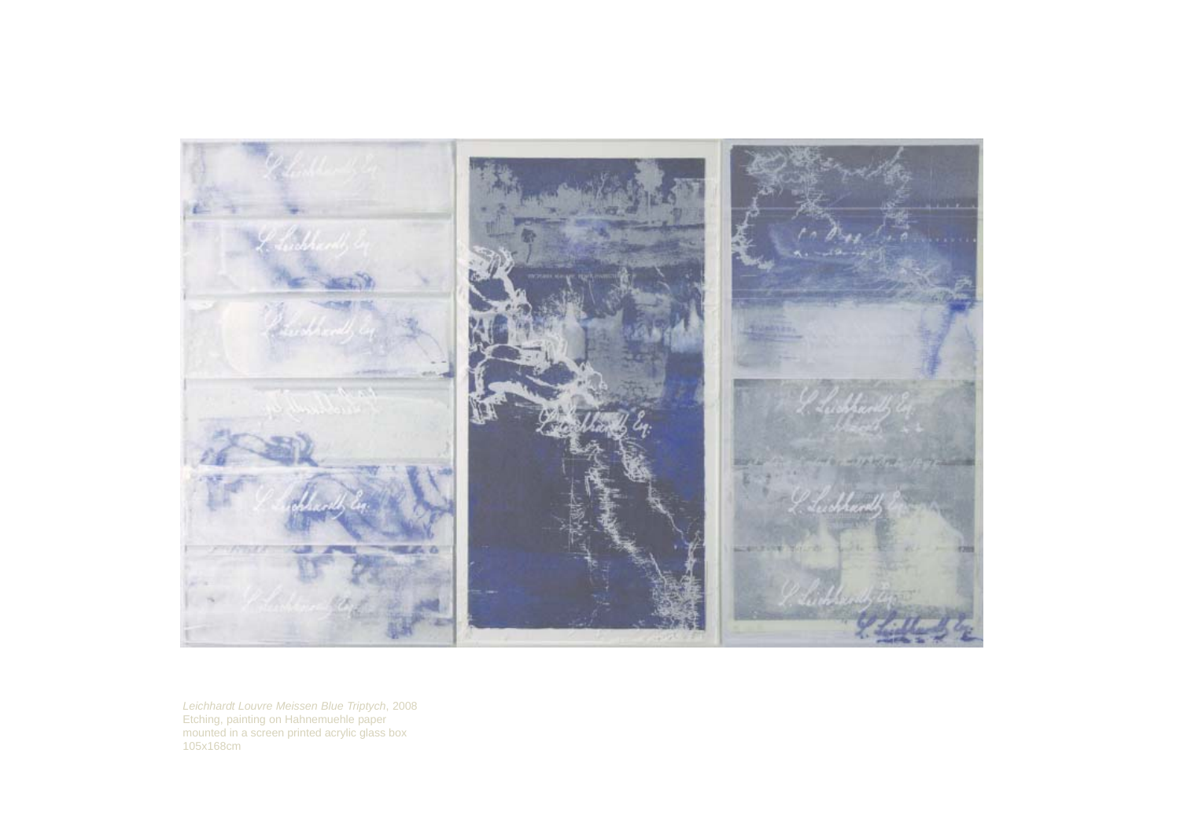*Leichhardt Louvre Meissen Blue Triptych*, 2008
Etching, painting on Hahnemuehle paper
mounted in a screen printed acrylic glass box
105x168cm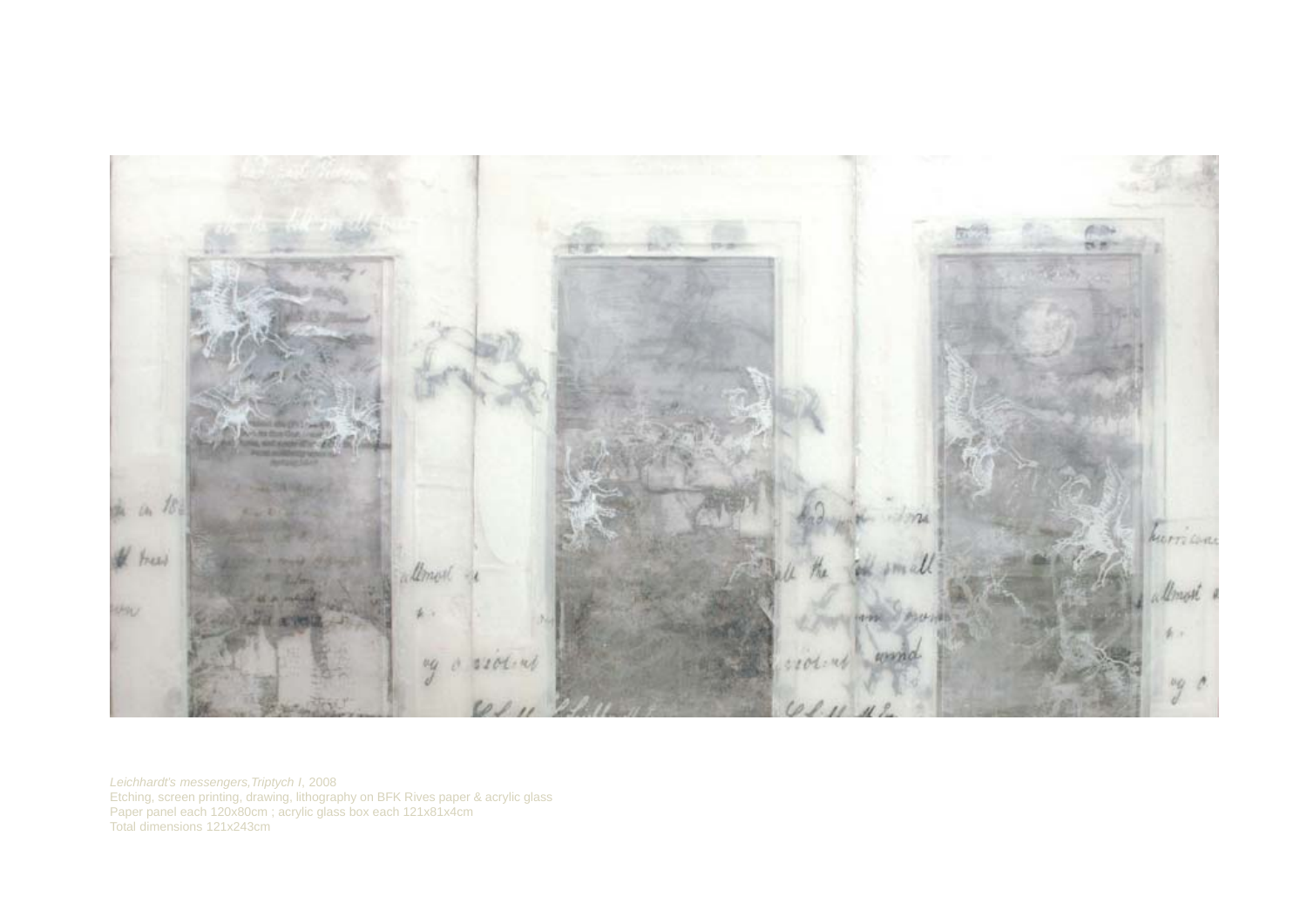*Leichhardt's messengers,Triptych I*, 2008
Etching, screen printing, drawing, lithography on BFK Rives paper & acrylic glass
Paper panel each 120x80cm ; acrylic glass box each 121x81x4cm
Total dimensions 121x243cm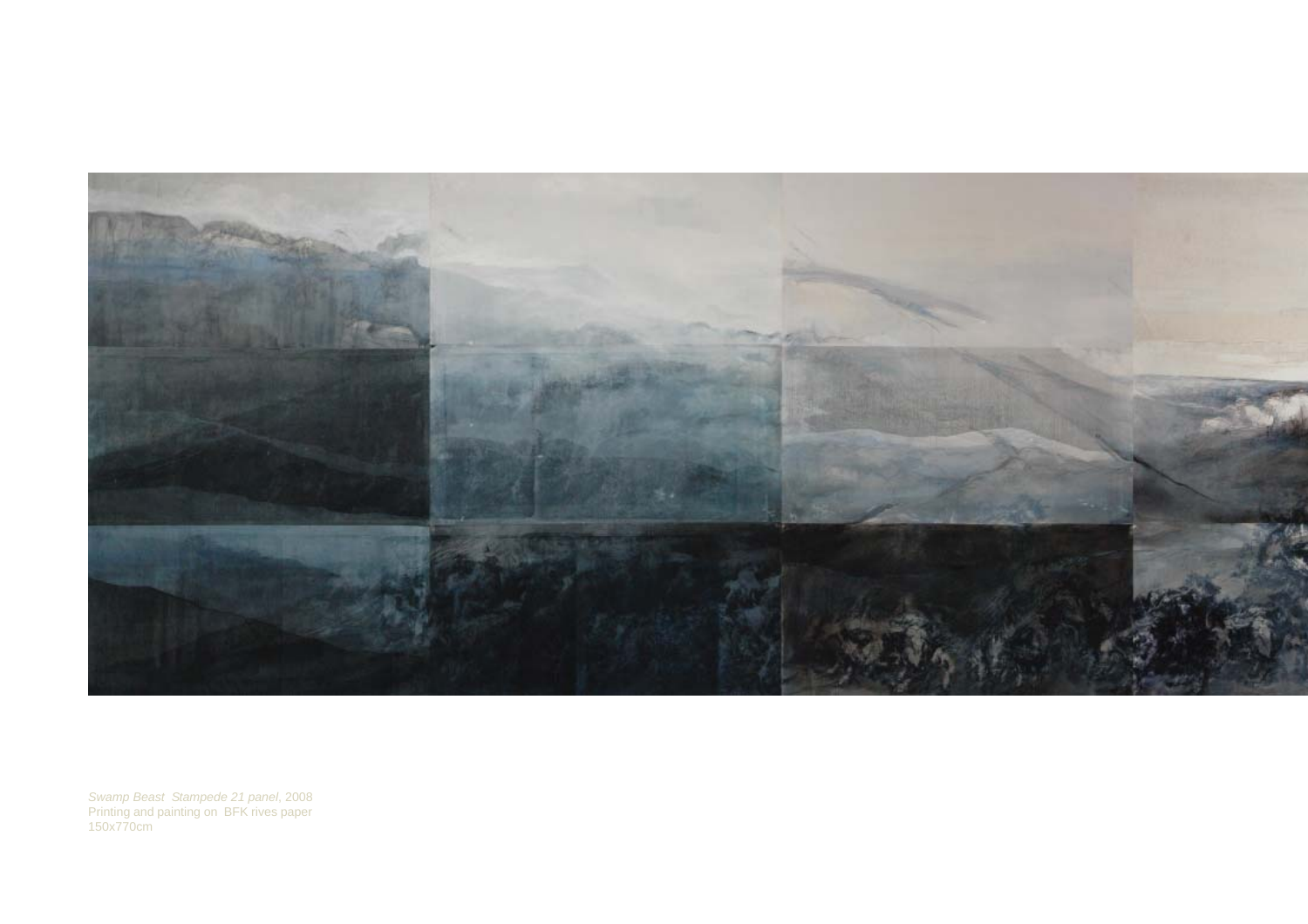*Swamp Beast  Stampede 21 panel*, 2008
Printing and painting on  BFK rives paper
150x770cm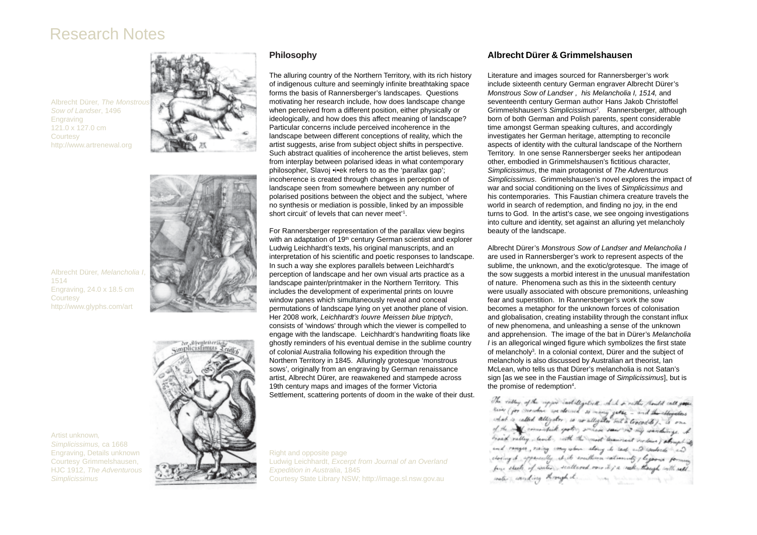# Research Notes

Albrecht Dürer, *The Monstrous Sow of Landser*, 1496
Engraving
121.0 x 127.0 cm
Courtesy
http://www.artrenewal.org

Albrecht Dürer, *Melancholia I*, 1514
Engraving, 24.0 x 18.5 cm
Courtesy
http://www.glyphs.com/art

Artist unknown, *Simplicissimus,* ca 1668
Engraving, Details unknown
Courtesy Grimmelshausen, HJC 1912, *The Adventurous Simplicissimus*

## Philosophy

The alluring country of the Northern Territory, with its rich history of indigenous culture and seemingly infinite breathtaking space forms the basis of Rannersberger's landscapes. Questions motivating her research include, how does landscape change when perceived from a different position, either physically or ideologically, and how does this affect meaning of landscape? Particular concerns include perceived incoherence in the landscape between different conceptions of reality, which the artist suggests, arise from subject object shifts in perspective. Such abstract qualities of incoherence the artist believes, stem from interplay between polarised ideas in what contemporary philosopher, Slavoj •i•ek refers to as the 'parallax gap'; incoherence is created through changes in perception of landscape seen from somewhere between any number of polarised positions between the object and the subject, 'where no synthesis or mediation is possible, linked by an impossible short circuit' of levels that can never meet'[1].

For Rannersberger representation of the parallax view begins with an adaptation of 19th century German scientist and explorer Ludwig Leichhardt's texts, his original manuscripts, and an interpretation of his scientific and poetic responses to landscape. In such a way she explores parallels between Leichhardt's perception of landscape and her own visual arts practice as a landscape painter/printmaker in the Northern Territory. This includes the development of experimental prints on louvre window panes which simultaneously reveal and conceal permutations of landscape lying on yet another plane of vision. Her 2008 work, *Leichhardt's louvre Meissen blue triptych*, consists of 'windows' through which the viewer is compelled to engage with the landscape. Leichhardt's handwriting floats like ghostly reminders of his eventual demise in the sublime country of colonial Australia following his expedition through the Northern Territory in 1845. Alluringly grotesque 'monstrous sows', originally from an engraving by German renaissance artist, Albrecht Dürer, are reawakened and stampede across 19th century maps and images of the former Victoria Settlement, scattering portents of doom in the wake of their dust.

Right and opposite page
Ludwig Leichhardt, *Excerpt from Journal of an Overland Expedition in Australia*, 1845
Courtesy State Library NSW; http://image.sl.nsw.gov.au

## Albrecht Dürer & Grimmelshausen

Literature and images sourced for Rannersberger's work include sixteenth century German engraver Albrecht Dürer's *Monstrous Sow of Landser* , his *Melancholia I, 1514,* and seventeenth century German author Hans Jakob Christoffel Grimmelshausen's *Simplicissimus*[2]. Rannersberger, although born of both German and Polish parents, spent considerable time amongst German speaking cultures, and accordingly investigates her German heritage, attempting to reconcile aspects of identity with the cultural landscape of the Northern Territory. In one sense Rannersberger seeks her antipodean other, embodied in Grimmelshausen's fictitious character, *Simplicissimus*, the main protagonist of *The Adventurous Simplicissimus*. Grimmelshausen's novel explores the impact of war and social conditioning on the lives of *Simplicissimus* and his contemporaries. This Faustian chimera creature travels the world in search of redemption, and finding no joy, in the end turns to God. In the artist's case, we see ongoing investigations into culture and identity, set against an alluring yet melancholy beauty of the landscape.

Albrecht Dürer's *Monstrous Sow of Landser and Melancholia I* are used in Rannersberger's work to represent aspects of the sublime, the unknown, and the exotic/grotesque. The image of the sow suggests a morbid interest in the unusual manifestation of nature. Phenomena such as this in the sixteenth century were usually associated with obscure premonitions, unleashing fear and superstition. In Rannersberger's work the sow becomes a metaphor for the unknown forces of colonisation and globalisation, creating instability through the constant influx of new phenomena, and unleashing a sense of the unknown and apprehension. The image of the bat in Dürer's *Melancholia I* is an allegorical winged figure which symbolizes the first state of melancholy[3]. In a colonial context, Dürer and the subject of melancholy is also discussed by Australian art theorist, Ian McLean, who tells us that Dürer's melancholia is not Satan's sign [as we see in the Faustian image of *Simplicissimus*], but is the promise of redemption[4].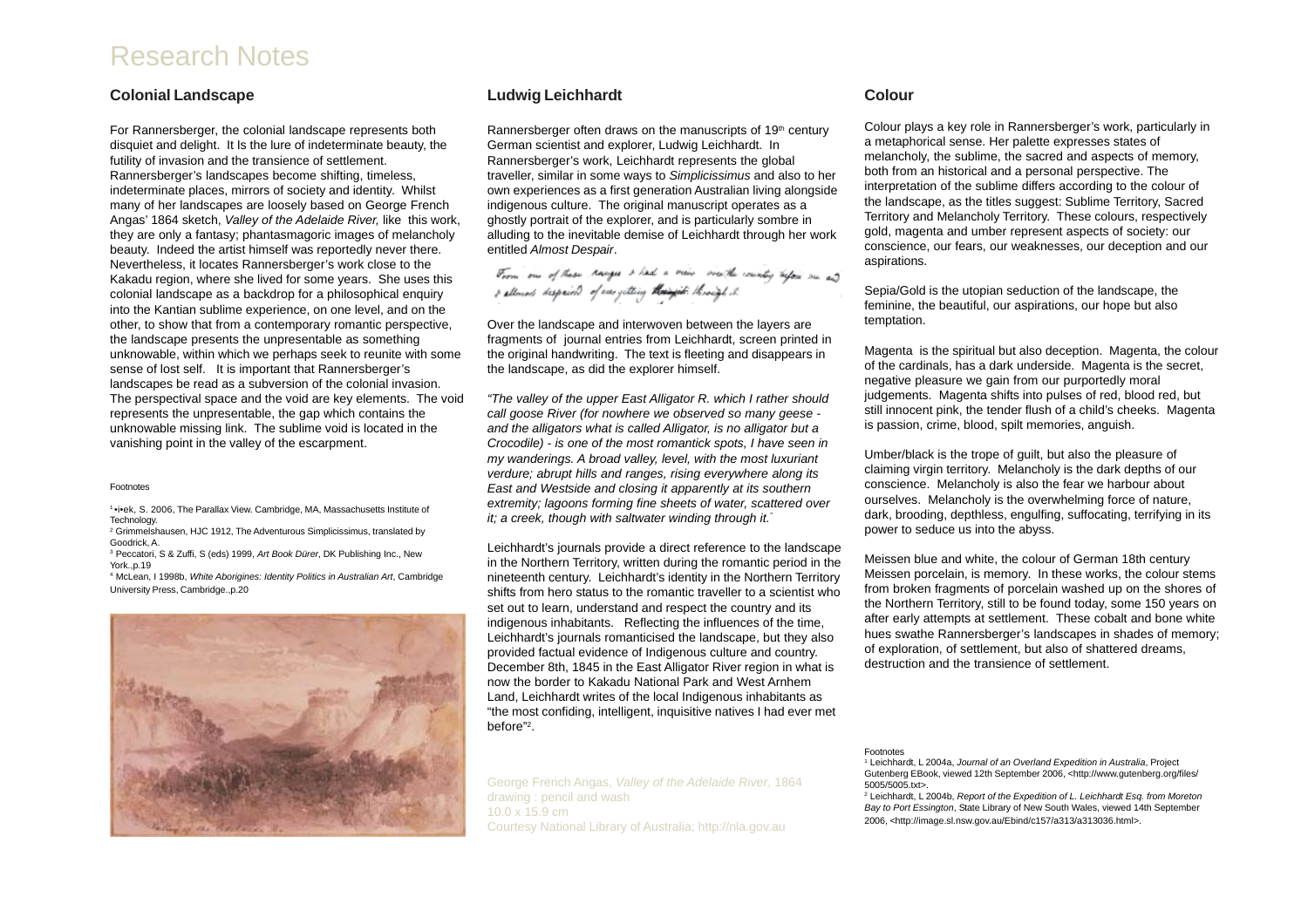# Research Notes

## Colonial Landscape

For Rannersberger, the colonial landscape represents both disquiet and delight. It Is the lure of indeterminate beauty, the futility of invasion and the transience of settlement. Rannersberger's landscapes become shifting, timeless, indeterminate places, mirrors of society and identity. Whilst many of her landscapes are loosely based on George French Angas' 1864 sketch, *Valley of the Adelaide River,* like this work, they are only a fantasy; phantasmagoric images of melancholy beauty. Indeed the artist himself was reportedly never there. Nevertheless, it locates Rannersberger's work close to the Kakadu region, where she lived for some years. She uses this colonial landscape as a backdrop for a philosophical enquiry into the Kantian sublime experience, on one level, and on the other, to show that from a contemporary romantic perspective, the landscape presents the unpresentable as something unknowable, within which we perhaps seek to reunite with some sense of lost self. It is important that Rannersberger's landscapes be read as a subversion of the colonial invasion. The perspectival space and the void are key elements. The void represents the unpresentable, the gap which contains the unknowable missing link. The sublime void is located in the vanishing point in the valley of the escarpment.

Footnotes

[1] •i•ek, S. 2006, The Parallax View. Cambridge, MA, Massachusetts Institute of Technology.
[2] Grimmelshausen, HJC 1912, The Adventurous Simplicissimus, translated by Goodrick, A.
[3] Peccatori, S & Zuffi, S (eds) 1999, *Art Book Dürer*, DK Publishing Inc., New York.,p.19
[4] McLean, I 1998b, *White Aborigines: Identity Politics in Australian Art*, Cambridge University Press, Cambridge.,p.20

## Ludwig Leichhardt

Rannersberger often draws on the manuscripts of 19th century German scientist and explorer, Ludwig Leichhardt. In Rannersberger's work, Leichhardt represents the global traveller, similar in some ways to *Simplicissimus* and also to her own experiences as a first generation Australian living alongside indigenous culture. The original manuscript operates as a ghostly portrait of the explorer, and is particularly sombre in alluding to the inevitable demise of Leichhardt through her work entitled *Almost Despair*.

From one of these ranges I had a view over the country before me and I almost despaired of ever getting through it.

Over the landscape and interwoven between the layers are fragments of journal entries from Leichhardt, screen printed in the original handwriting. The text is fleeting and disappears in the landscape, as did the explorer himself.

*"The valley of the upper East Alligator R. which I rather should call goose River (for nowhere we observed so many geese - and the alligators what is called Alligator, is no alligator but a Crocodile) - is one of the most romantick spots, I have seen in my wanderings. A broad valley, level, with the most luxuriant verdure; abrupt hills and ranges, rising everywhere along its East and Westside and closing it apparently at its southern extremity; lagoons forming fine sheets of water, scattered over it; a creek, though with saltwater winding through it."*[1]

Leichhardt's journals provide a direct reference to the landscape in the Northern Territory, written during the romantic period in the nineteenth century. Leichhardt's identity in the Northern Territory shifts from hero status to the romantic traveller to a scientist who set out to learn, understand and respect the country and its indigenous inhabitants. Reflecting the influences of the time, Leichhardt's journals romanticised the landscape, but they also provided factual evidence of Indigenous culture and country. December 8th, 1845 in the East Alligator River region in what is now the border to Kakadu National Park and West Arnhem Land, Leichhardt writes of the local Indigenous inhabitants as "the most confiding, intelligent, inquisitive natives I had ever met before"[2].

George French Angas, *Valley of the Adelaide River*, 1864
drawing : pencil and wash
10.0 x 15.9 cm
Courtesy National Library of Australia; http://nla.gov.au

## Colour

Colour plays a key role in Rannersberger's work, particularly in a metaphorical sense. Her palette expresses states of melancholy, the sublime, the sacred and aspects of memory, both from an historical and a personal perspective. The interpretation of the sublime differs according to the colour of the landscape, as the titles suggest: Sublime Territory, Sacred Territory and Melancholy Territory. These colours, respectively gold, magenta and umber represent aspects of society: our conscience, our fears, our weaknesses, our deception and our aspirations.

Sepia/Gold is the utopian seduction of the landscape, the feminine, the beautiful, our aspirations, our hope but also temptation.

Magenta is the spiritual but also deception. Magenta, the colour of the cardinals, has a dark underside. Magenta is the secret, negative pleasure we gain from our purportedly moral judgements. Magenta shifts into pulses of red, blood red, but still innocent pink, the tender flush of a child's cheeks. Magenta is passion, crime, blood, spilt memories, anguish.

Umber/black is the trope of guilt, but also the pleasure of claiming virgin territory. Melancholy is the dark depths of our conscience. Melancholy is also the fear we harbour about ourselves. Melancholy is the overwhelming force of nature, dark, brooding, depthless, engulfing, suffocating, terrifying in its power to seduce us into the abyss.

Meissen blue and white, the colour of German 18th century Meissen porcelain, is memory. In these works, the colour stems from broken fragments of porcelain washed up on the shores of the Northern Territory, still to be found today, some 150 years on after early attempts at settlement. These cobalt and bone white hues swathe Rannersberger's landscapes in shades of memory; of exploration, of settlement, but also of shattered dreams, destruction and the transience of settlement.

Footnotes
[1] Leichhardt, L 2004a, *Journal of an Overland Expedition in Australia*, Project Gutenberg EBook, viewed 12th September 2006, <http://www.gutenberg.org/files/5005/5005.txt>.
[2] Leichhardt, L 2004b, *Report of the Expedition of L. Leichhardt Esq. from Moreton Bay to Port Essington*, State Library of New South Wales, viewed 14th September 2006, <http://image.sl.nsw.gov.au/Ebind/c157/a313/a313036.html>.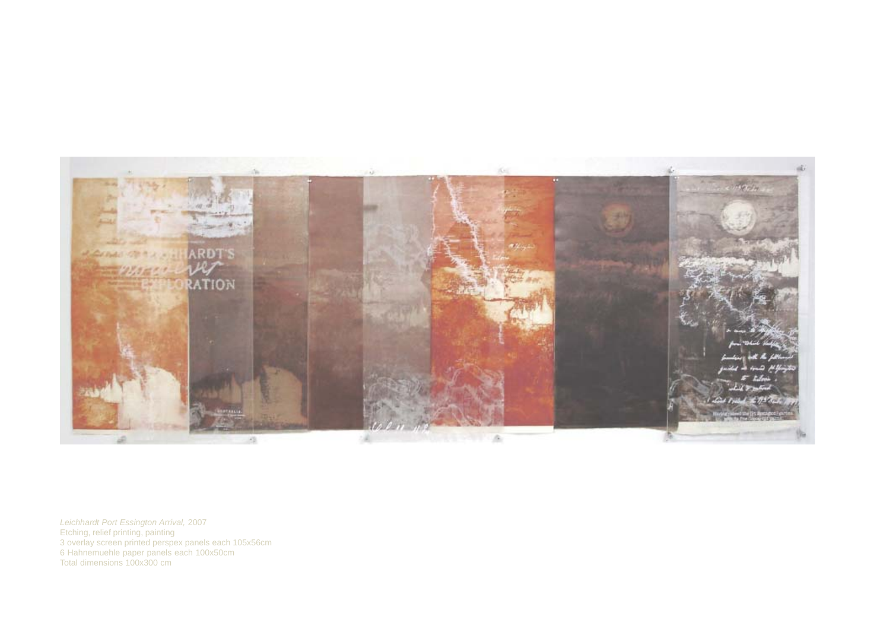*Leichhardt Port Essington Arrival,* 2007
Etching, relief printing, painting
3 overlay screen printed perspex panels each 105x56cm
6 Hahnemuehle paper panels each 100x50cm
Total dimensions 100x300 cm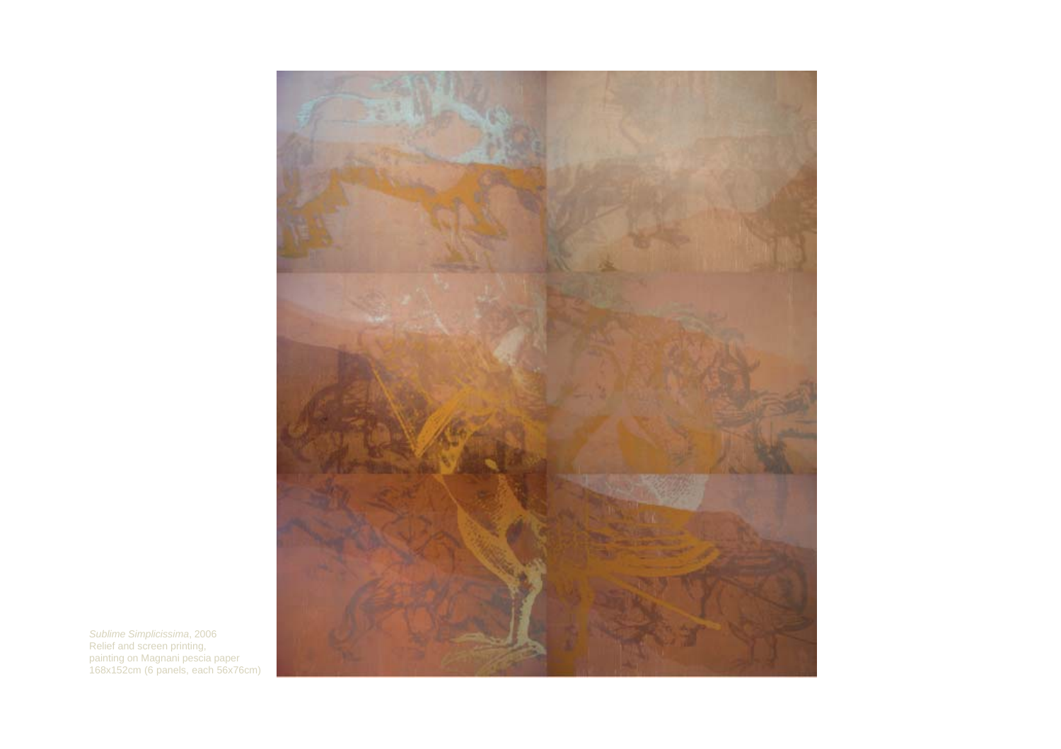*Sublime Simplicissima*, 2006
Relief and screen printing,
painting on Magnani pescia paper
168x152cm (6 panels, each 56x76cm)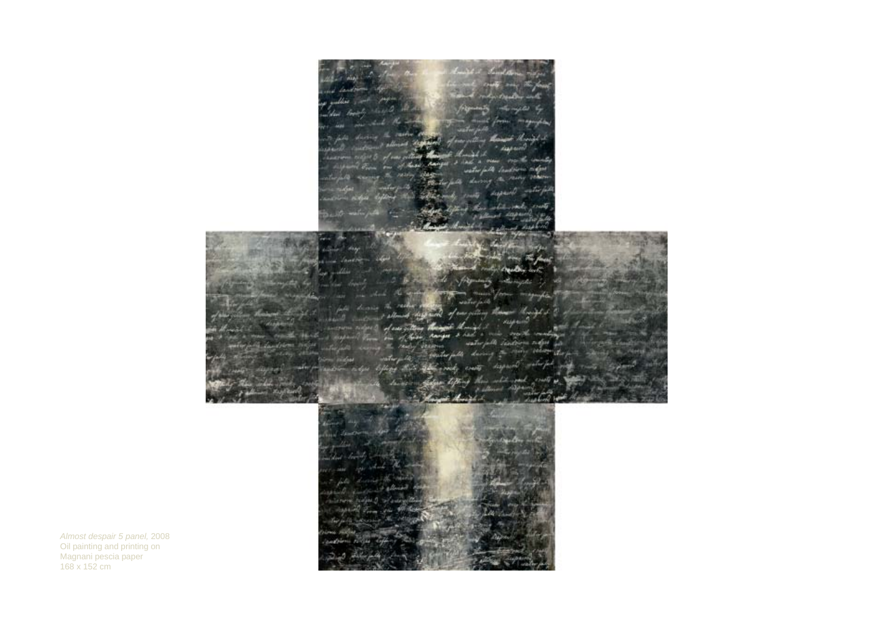*Almost despair 5 panel,* 2008
Oil painting and printing on
Magnani pescia paper
168 x 152 cm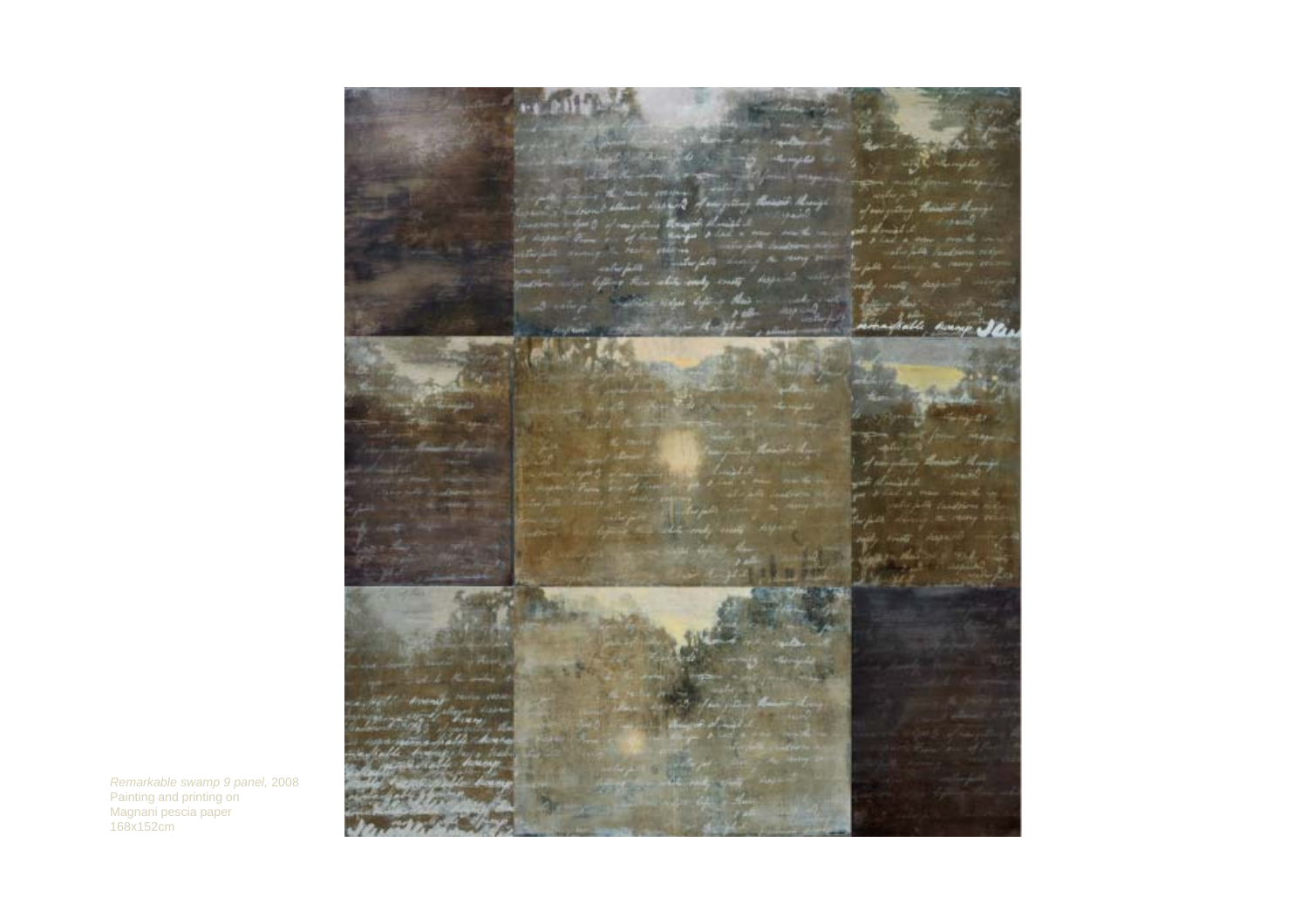*Remarkable swamp 9 panel*, 2008
Painting and printing on
Magnani pescia paper
168x152cm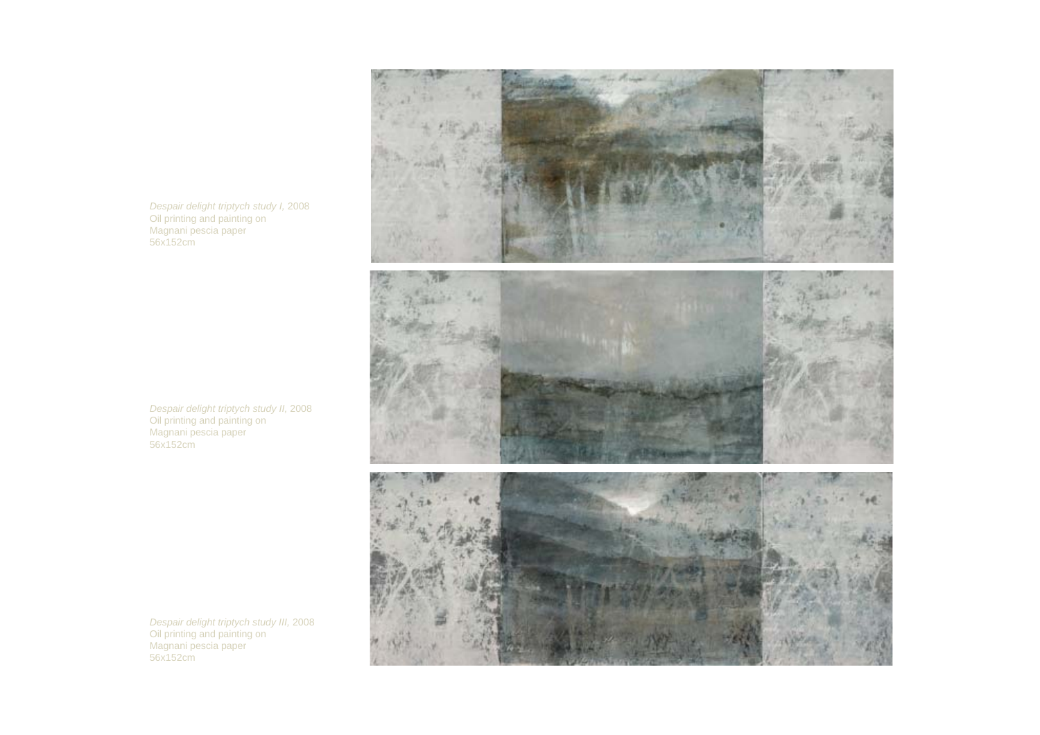*Despair delight triptych study I,* 2008
Oil printing and painting on
Magnani pescia paper
56x152cm

*Despair delight triptych study II,* 2008
Oil printing and painting on
Magnani pescia paper
56x152cm

*Despair delight triptych study III,* 2008
Oil printing and painting on
Magnani pescia paper
56x152cm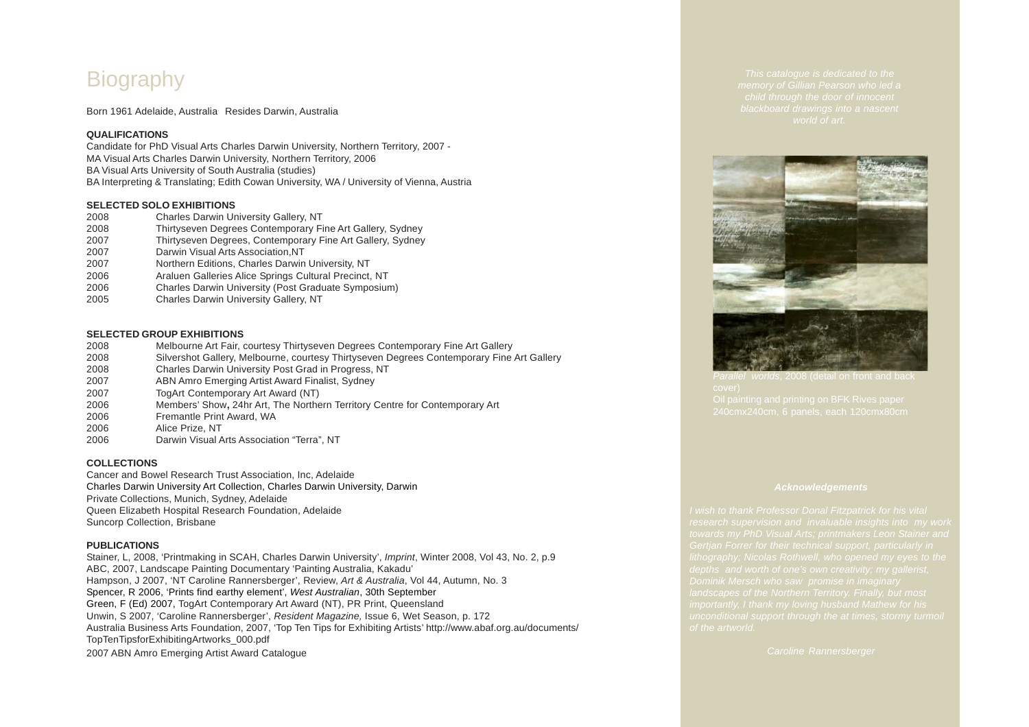# Biography

Born 1961 Adelaide, Australia   Resides Darwin, Australia

**QUALIFICATIONS**

Candidate for PhD Visual Arts Charles Darwin University, Northern Territory, 2007 -
MA Visual Arts Charles Darwin University, Northern Territory, 2006
BA Visual Arts University of South Australia (studies)
BA Interpreting & Translating; Edith Cowan University, WA / University of Vienna, Austria

**SELECTED SOLO EXHIBITIONS**

2008 Charles Darwin University Gallery, NT
2008 Thirtyseven Degrees Contemporary Fine Art Gallery, Sydney
2007 Thirtyseven Degrees, Contemporary Fine Art Gallery, Sydney
2007 Darwin Visual Arts Association,NT
2007 Northern Editions, Charles Darwin University, NT
2006 Araluen Galleries Alice Springs Cultural Precinct, NT
2006 Charles Darwin University (Post Graduate Symposium)
2005 Charles Darwin University Gallery, NT

**SELECTED GROUP EXHIBITIONS**

2008 Melbourne Art Fair, courtesy Thirtyseven Degrees Contemporary Fine Art Gallery
2008 Silvershot Gallery, Melbourne, courtesy Thirtyseven Degrees Contemporary Fine Art Gallery
2008 Charles Darwin University Post Grad in Progress, NT
2007 ABN Amro Emerging Artist Award Finalist, Sydney
2007 TogArt Contemporary Art Award (NT)
2006 Members' Show**,** 24hr Art, The Northern Territory Centre for Contemporary Art
2006 Fremantle Print Award, WA
2006 Alice Prize, NT
2006 Darwin Visual Arts Association "Terra", NT

**COLLECTIONS**

Cancer and Bowel Research Trust Association, Inc, Adelaide
Charles Darwin University Art Collection, Charles Darwin University, Darwin
Private Collections, Munich, Sydney, Adelaide
Queen Elizabeth Hospital Research Foundation, Adelaide
Suncorp Collection, Brisbane

**PUBLICATIONS**

Stainer, L, 2008, 'Printmaking in SCAH, Charles Darwin University', *Imprint*, Winter 2008, Vol 43, No. 2, p.9
ABC, 2007, Landscape Painting Documentary 'Painting Australia, Kakadu'
Hampson, J 2007, 'NT Caroline Rannersberger', Review, *Art & Australia*, Vol 44, Autumn, No. 3
Spencer, R 2006, 'Prints find earthy element', *West Australian*, 30th September
Green, F (Ed) 2007, TogArt Contemporary Art Award (NT), PR Print, Queensland
Unwin, S 2007, 'Caroline Rannersberger', *Resident Magazine,* Issue 6, Wet Season, p. 172
Australia Business Arts Foundation, 2007, 'Top Ten Tips for Exhibiting Artists' http://www.abaf.org.au/documents/TopTenTipsforExhibitingArtworks_000.pdf
2007 ABN Amro Emerging Artist Award Catalogue

*This catalogue is dedicated to the memory of Gillian Pearson who led a child through the door of innocent blackboard drawings into a nascent world of art.*

*Parallel worlds*, 2008 (detail on front and back cover)
Oil painting and printing on BFK Rives paper
240cmx240cm, 6 panels, each 120cmx80cm

***Acknowledgements***

*I wish to thank Professor Donal Fitzpatrick for his vital research supervision and invaluable insights into my work towards my PhD Visual Arts; printmakers Leon Stainer and Gertjan Forrer for their technical support, particularly in lithography; Nicolas Rothwell, who opened my eyes to the depths and worth of one's own creativity; my gallerist, Dominik Mersch who saw promise in imaginary landscapes of the Northern Territory. Finally, but most importantly, I thank my loving husband Mathew for his unconditional support through the at times, stormy turmoil of the artworld.*

*Caroline Rannersberger*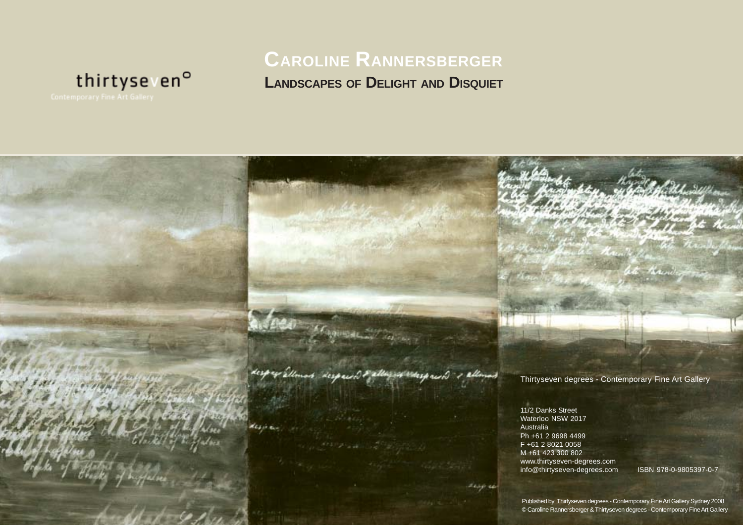thirtyseven°

Contemporary Fine Art Gallery

# Caroline Rannersberger

## Landscapes of Delight and Disquiet

Thirtyseven degrees - Contemporary Fine Art Gallery

11/2 Danks Street
Waterloo NSW 2017
Australia
Ph +61 2 9698 4499
F +61 2 8021 0058
M +61 423 300 802
www.thirtyseven-degrees.com
info@thirtyseven-degrees.com

ISBN 978-0-9805397-0-7

Published by Thirtyseven degrees - Contemporary Fine Art Gallery Sydney 2008
© Caroline Rannersberger & Thirtyseven degrees - Contemporary Fine Art Gallery